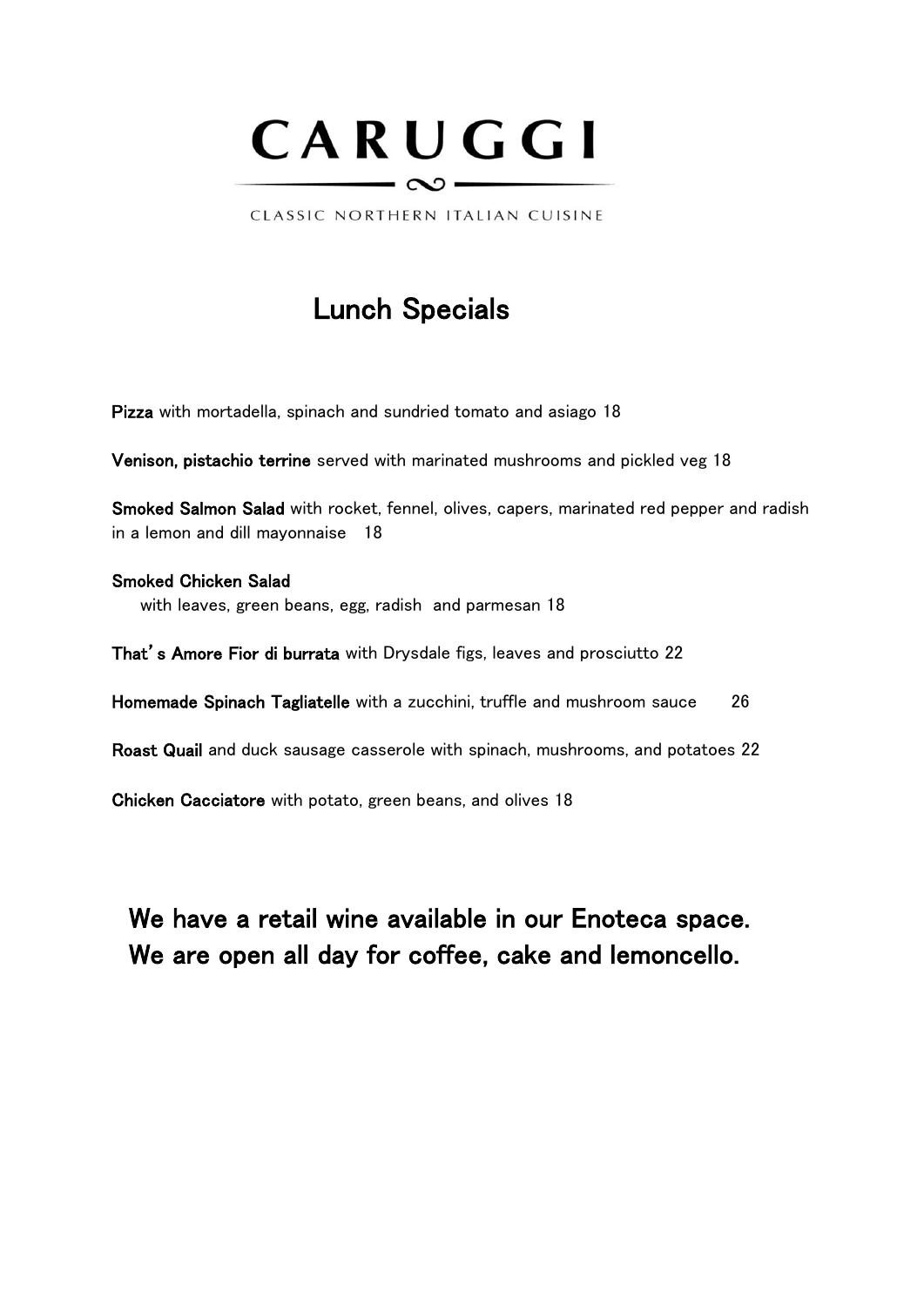# CARUGGI

CLASSIC NORTHERN ITALIAN CUISINE

## Lunch Specials

**Pizza** with mortadella, spinach and sundried tomato and asiago 18

**Venison, pistachio terrine** served with marinated mushrooms and pickled veg 18

**Smoked Salmon Salad** with rocket, fennel, olives, capers, marinated red pepper and radish in a lemon and dill mayonnaise 18

**Smoked Chicken Salad**
with leaves, green beans, egg, radish and parmesan 18

**That's Amore Fior di burrata** with Drysdale figs, leaves and prosciutto 22

**Homemade Spinach Tagliatelle** with a zucchini, truffle and mushroom sauce 26

**Roast Quail** and duck sausage casserole with spinach, mushrooms, and potatoes 22

**Chicken Cacciatore** with potato, green beans, and olives 18

We have a retail wine available in our Enoteca space.
We are open all day for coffee, cake and lemoncello.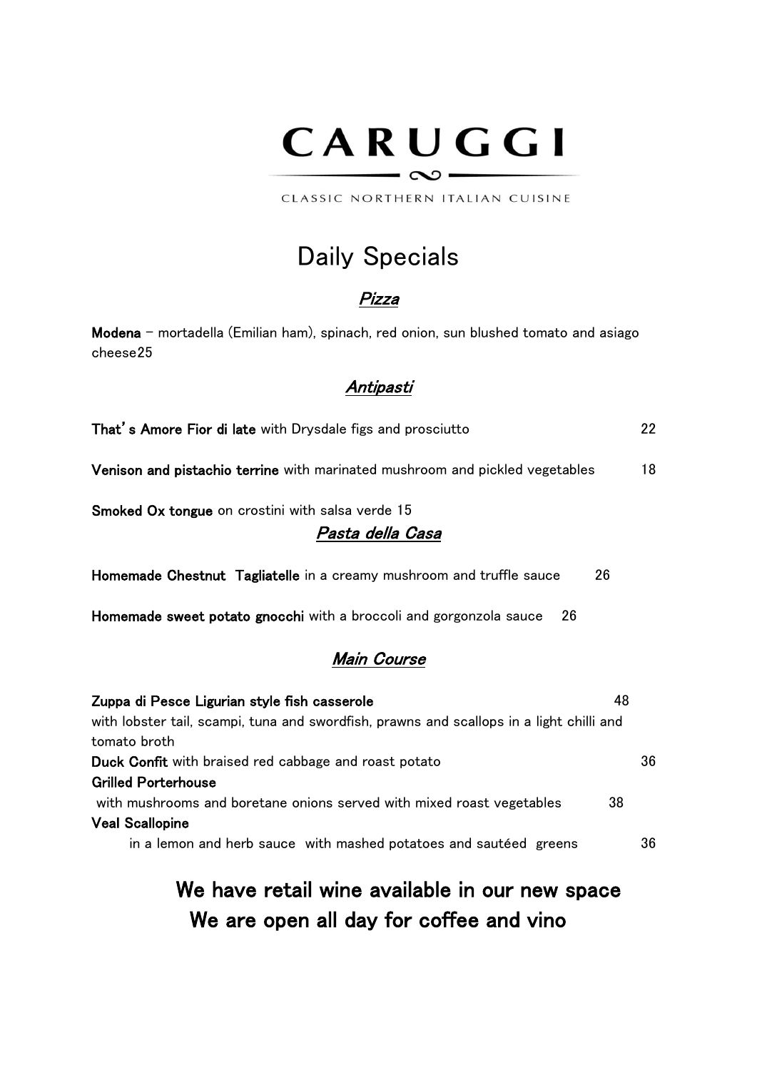# CARUGGI

CLASSIC NORTHERN ITALIAN CUISINE

## Daily Specials

### *Pizza*

**Modena** – mortadella (Emilian ham), spinach, red onion, sun blushed tomato and asiago cheese25

### *Antipasti*

**That's Amore Fior di late** with Drysdale figs and prosciutto 22

**Venison and pistachio terrine** with marinated mushroom and pickled vegetables 18

**Smoked Ox tongue** on crostini with salsa verde 15

### *Pasta della Casa*

**Homemade Chestnut Tagliatelle** in a creamy mushroom and truffle sauce 26

**Homemade sweet potato gnocchi** with a broccoli and gorgonzola sauce 26

### *Main Course*

**Zuppa di Pesce Ligurian style fish casserole** 48
with lobster tail, scampi, tuna and swordfish, prawns and scallops in a light chilli and tomato broth

**Duck Confit** with braised red cabbage and roast potato 36

**Grilled Porterhouse**
with mushrooms and boretane onions served with mixed roast vegetables 38

**Veal Scallopine**
in a lemon and herb sauce with mashed potatoes and sautéed greens 36

**We have retail wine available in our new space**
**We are open all day for coffee and vino**